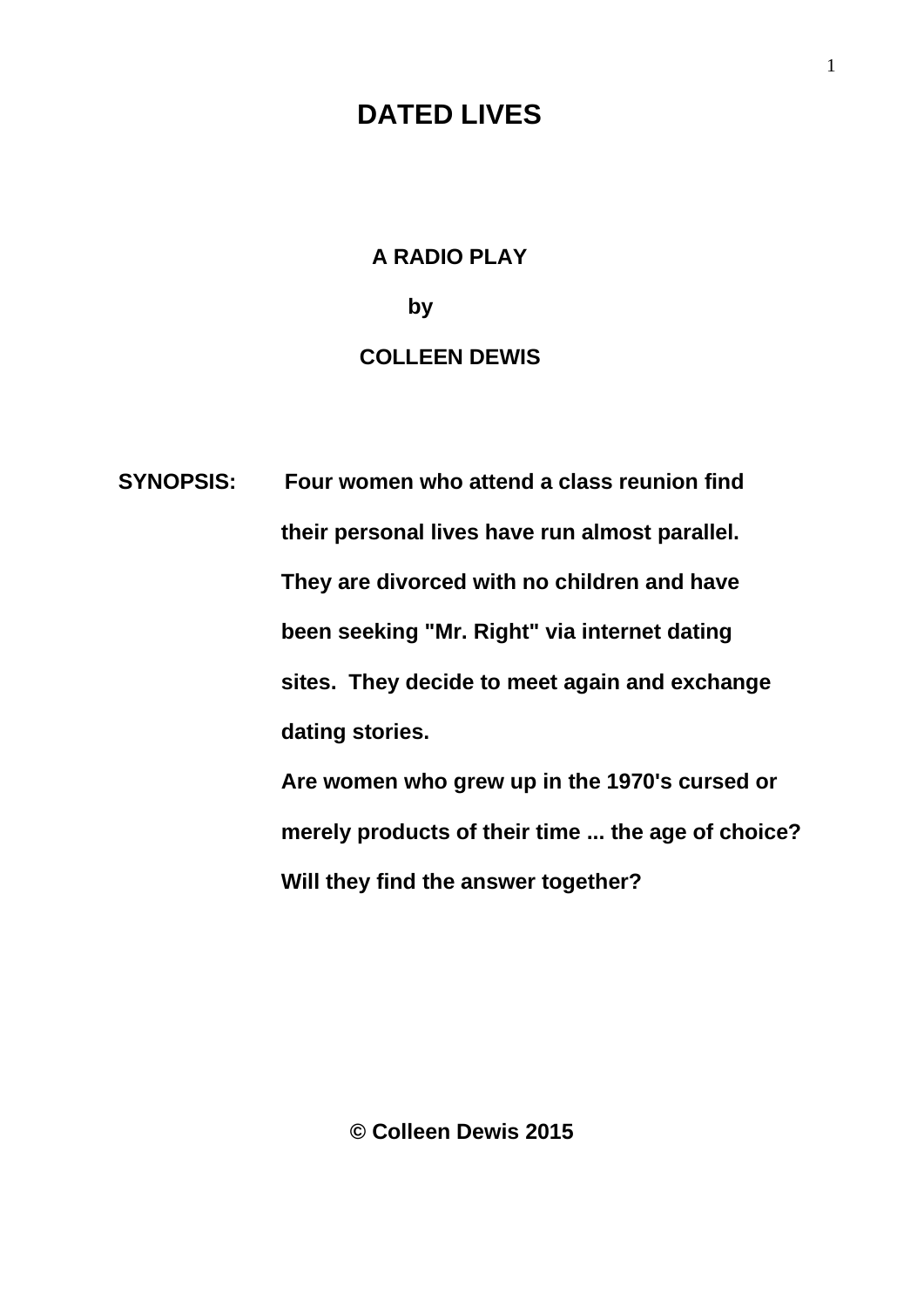# DATED LIVES

**A RADIO PLAY**

**by**

**COLLEEN DEWIS**

**SYNOPSIS:** **Four women who attend a class reunion find their personal lives have run almost parallel. They are divorced with no children and have been seeking "Mr. Right" via internet dating sites. They decide to meet again and exchange dating stories.**

**Are women who grew up in the 1970's cursed or merely products of their time ... the age of choice? Will they find the answer together?**

**© Colleen Dewis 2015**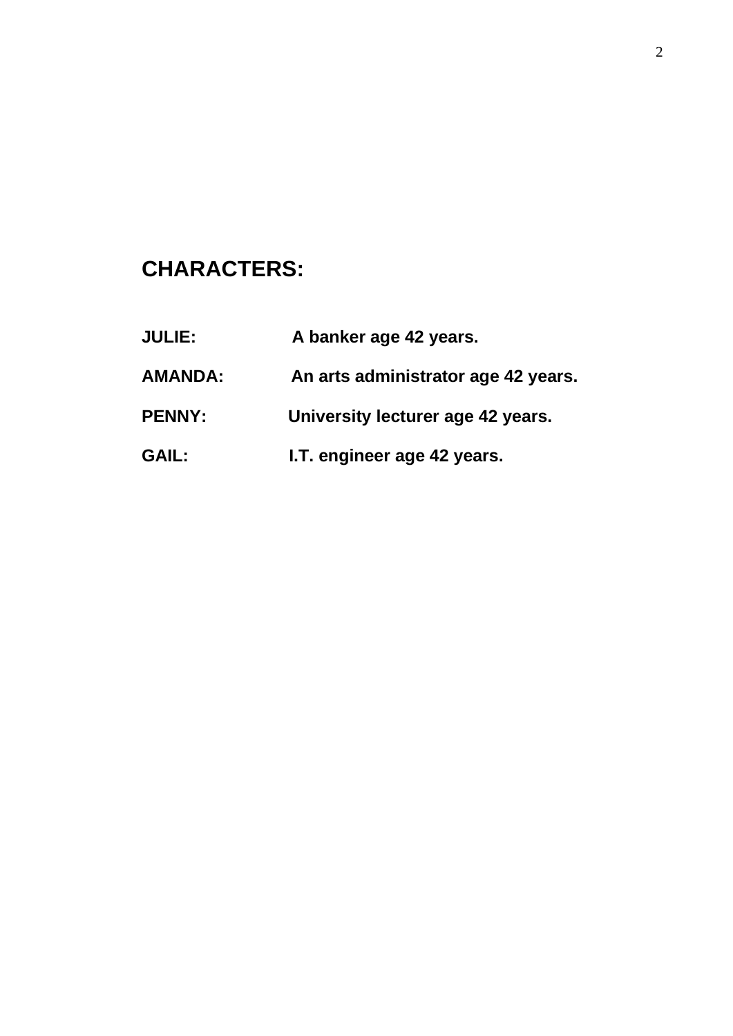## CHARACTERS:

**JULIE:** A banker age 42 years.

**AMANDA:** An arts administrator age 42 years.

**PENNY:** University lecturer age 42 years.

**GAIL:** I.T. engineer age 42 years.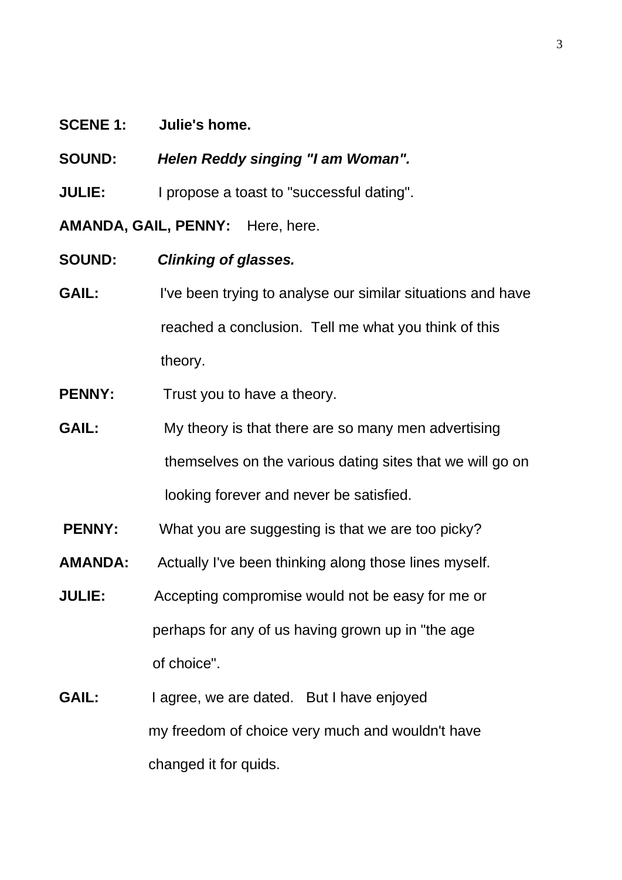**SCENE 1:** **Julie's home.**

**SOUND:** ***Helen Reddy singing "I am Woman".***

**JULIE:** I propose a toast to "successful dating".

**AMANDA, GAIL, PENNY:** Here, here.

**SOUND:** ***Clinking of glasses.***

**GAIL:** I've been trying to analyse our similar situations and have reached a conclusion. Tell me what you think of this theory.

**PENNY:** Trust you to have a theory.

**GAIL:** My theory is that there are so many men advertising themselves on the various dating sites that we will go on looking forever and never be satisfied.

**PENNY:** What you are suggesting is that we are too picky?

**AMANDA:** Actually I've been thinking along those lines myself.

**JULIE:** Accepting compromise would not be easy for me or perhaps for any of us having grown up in "the age of choice".

**GAIL:** I agree, we are dated. But I have enjoyed my freedom of choice very much and wouldn't have changed it for quids.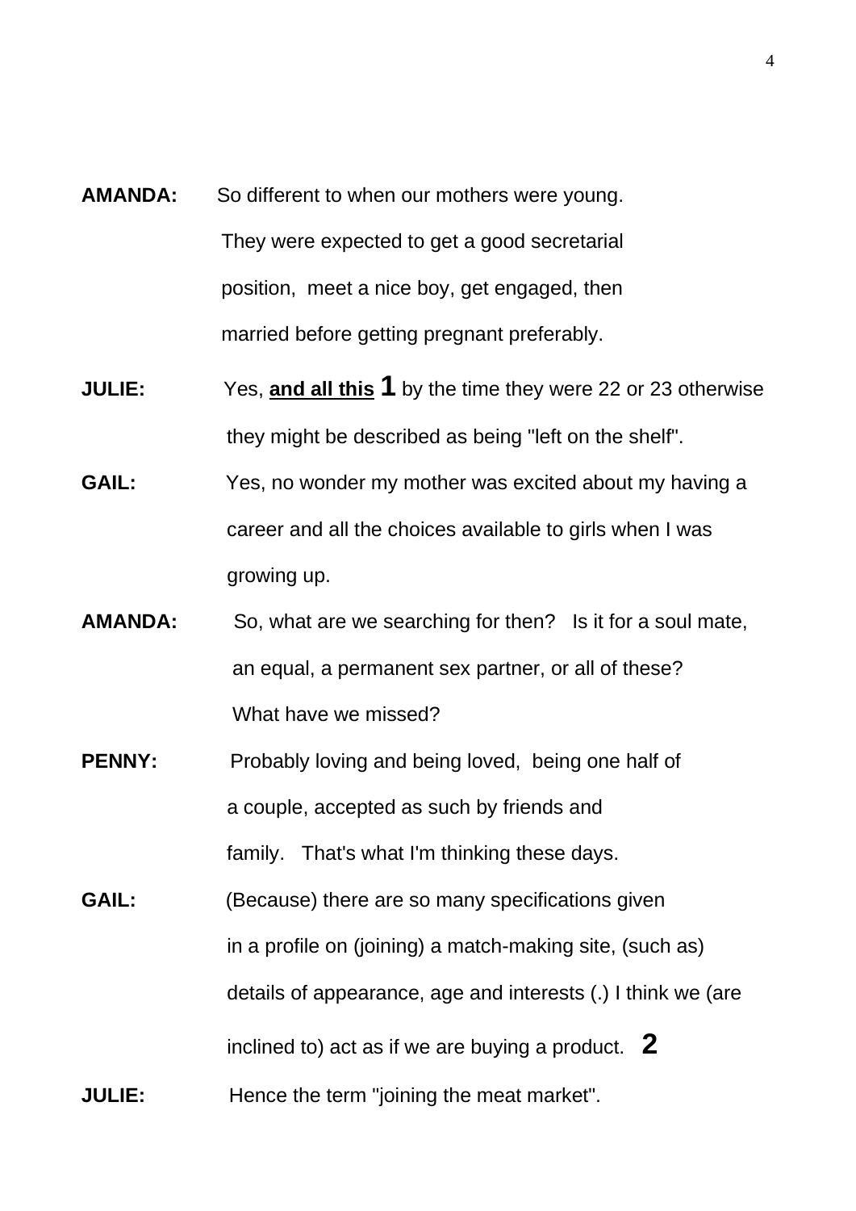**AMANDA:** So different to when our mothers were young. They were expected to get a good secretarial position, meet a nice boy, get engaged, then married before getting pregnant preferably.

**JULIE:** Yes, **<u>and all this</u> 1** by the time they were 22 or 23 otherwise they might be described as being "left on the shelf".

**GAIL:** Yes, no wonder my mother was excited about my having a career and all the choices available to girls when I was growing up.

**AMANDA:** So, what are we searching for then? Is it for a soul mate, an equal, a permanent sex partner, or all of these? What have we missed?

**PENNY:** Probably loving and being loved, being one half of a couple, accepted as such by friends and family. That's what I'm thinking these days.

**GAIL:** (Because) there are so many specifications given in a profile on (joining) a match-making site, (such as) details of appearance, age and interests (.) I think we (are inclined to) act as if we are buying a product. **2**

**JULIE:** Hence the term "joining the meat market".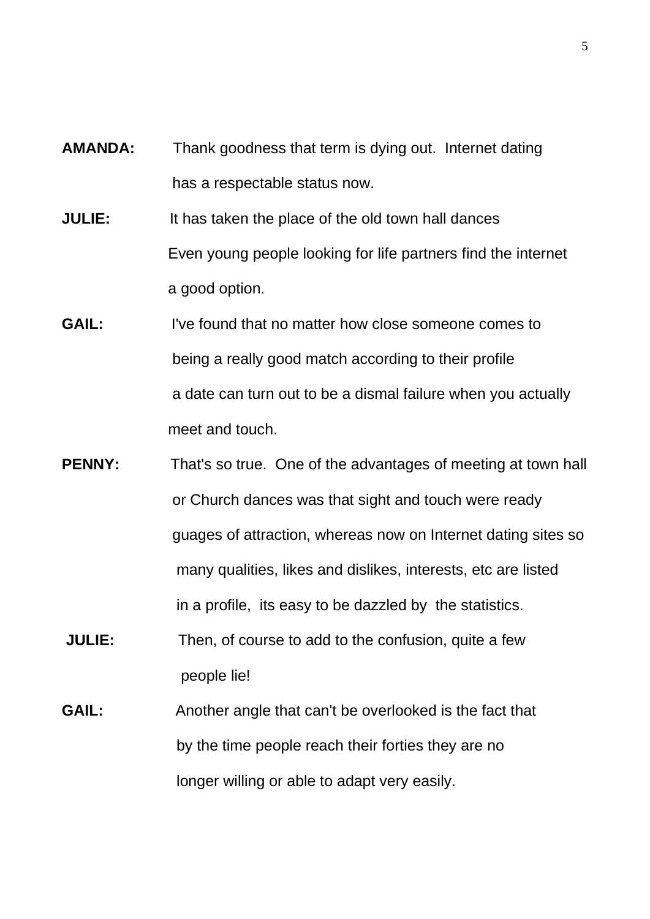**AMANDA:** Thank goodness that term is dying out. Internet dating has a respectable status now.

**JULIE:** It has taken the place of the old town hall dances Even young people looking for life partners find the internet a good option.

**GAIL:** I've found that no matter how close someone comes to being a really good match according to their profile a date can turn out to be a dismal failure when you actually meet and touch.

**PENNY:** That's so true. One of the advantages of meeting at town hall or Church dances was that sight and touch were ready guages of attraction, whereas now on Internet dating sites so many qualities, likes and dislikes, interests, etc are listed in a profile, its easy to be dazzled by the statistics.

**JULIE:** Then, of course to add to the confusion, quite a few people lie!

**GAIL:** Another angle that can't be overlooked is the fact that by the time people reach their forties they are no longer willing or able to adapt very easily.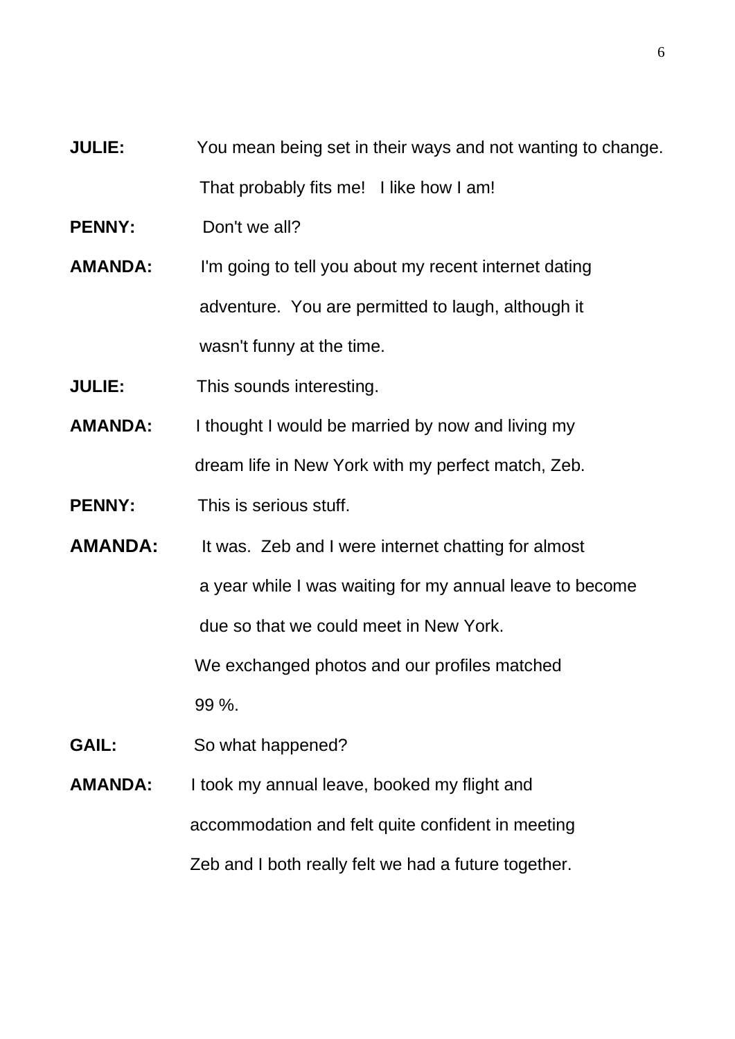**JULIE:** You mean being set in their ways and not wanting to change. That probably fits me! I like how I am!

**PENNY:** Don't we all?

**AMANDA:** I'm going to tell you about my recent internet dating adventure. You are permitted to laugh, although it wasn't funny at the time.

**JULIE:** This sounds interesting.

**AMANDA:** I thought I would be married by now and living my dream life in New York with my perfect match, Zeb.

**PENNY:** This is serious stuff.

**AMANDA:** It was. Zeb and I were internet chatting for almost a year while I was waiting for my annual leave to become due so that we could meet in New York. We exchanged photos and our profiles matched 99 %.

**GAIL:** So what happened?

**AMANDA:** I took my annual leave, booked my flight and accommodation and felt quite confident in meeting Zeb and I both really felt we had a future together.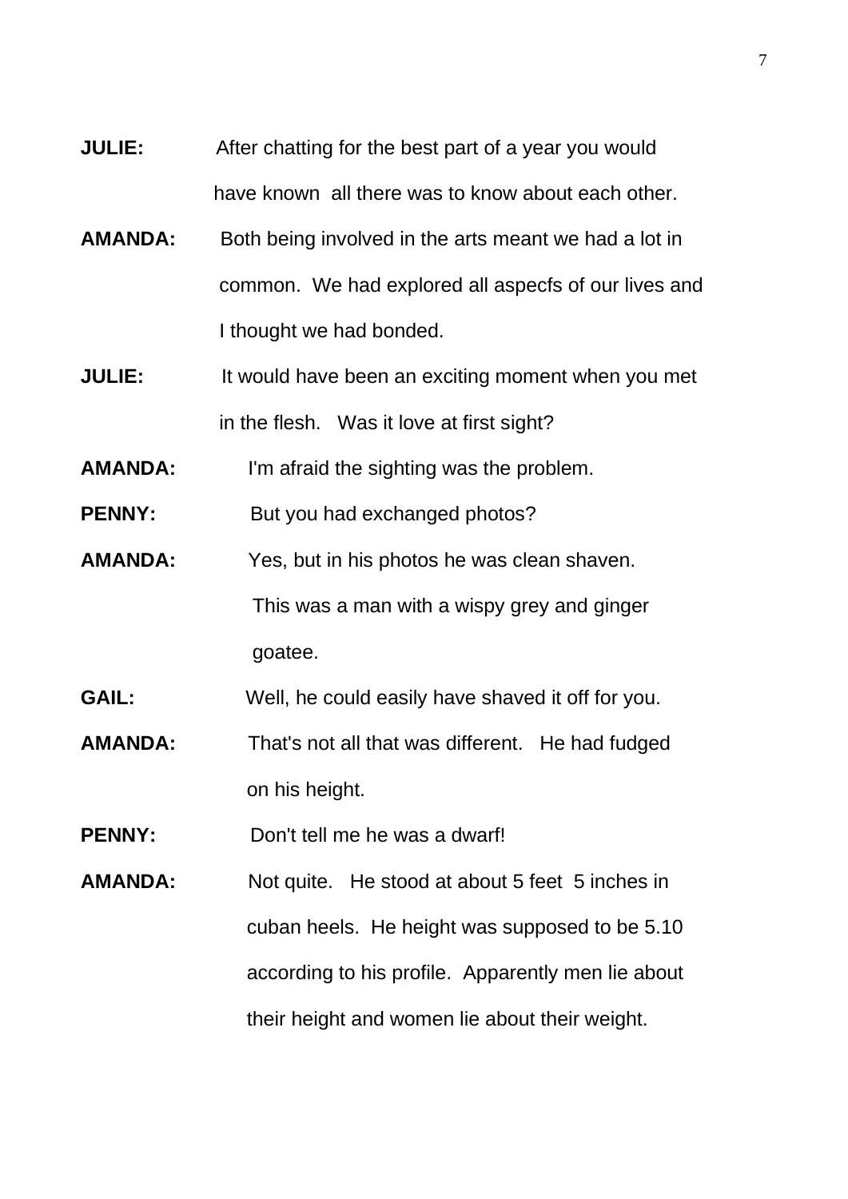**JULIE:** After chatting for the best part of a year you would have known all there was to know about each other.

**AMANDA:** Both being involved in the arts meant we had a lot in common. We had explored all aspecfs of our lives and I thought we had bonded.

**JULIE:** It would have been an exciting moment when you met in the flesh. Was it love at first sight?

**AMANDA:** I'm afraid the sighting was the problem.

**PENNY:** But you had exchanged photos?

**AMANDA:** Yes, but in his photos he was clean shaven. This was a man with a wispy grey and ginger goatee.

**GAIL:** Well, he could easily have shaved it off for you.

**AMANDA:** That's not all that was different. He had fudged on his height.

**PENNY:** Don't tell me he was a dwarf!

**AMANDA:** Not quite. He stood at about 5 feet 5 inches in cuban heels. He height was supposed to be 5.10 according to his profile. Apparently men lie about their height and women lie about their weight.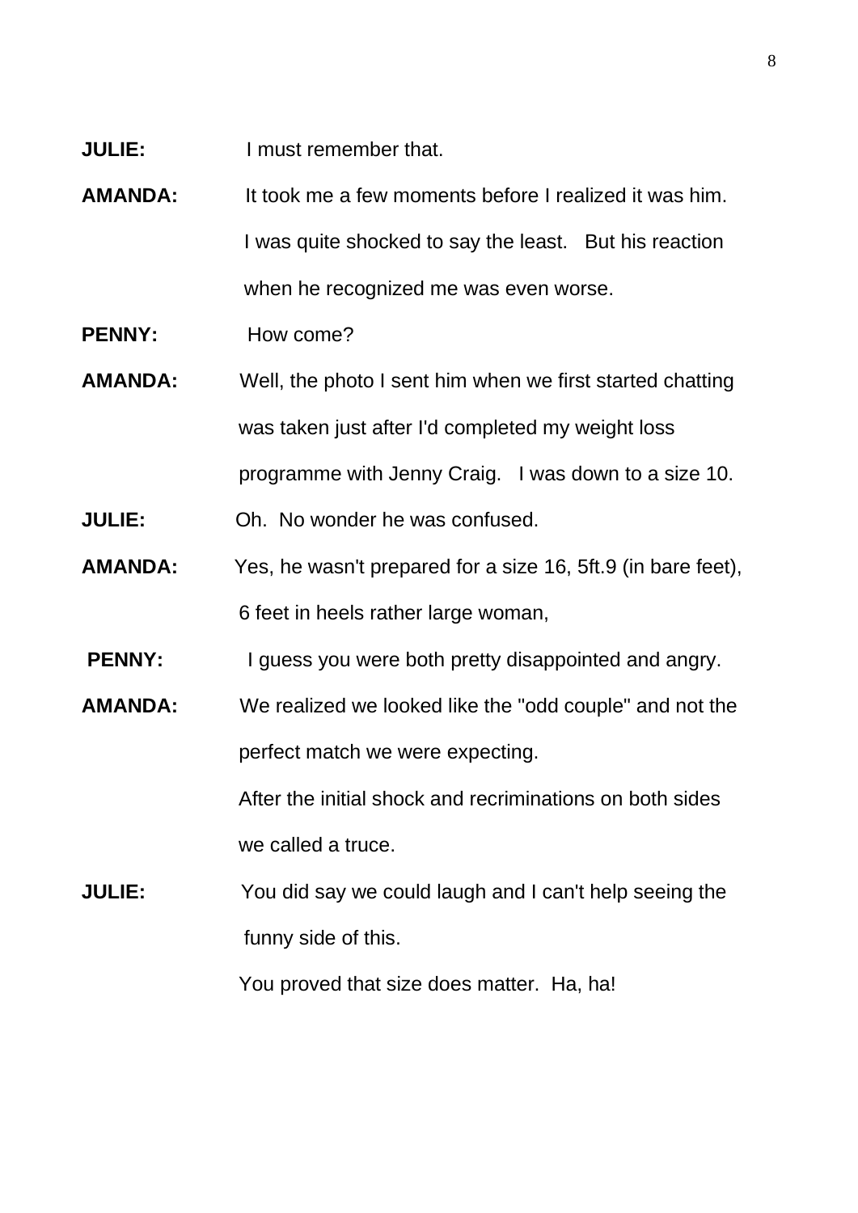**JULIE:** I must remember that.

**AMANDA:** It took me a few moments before I realized it was him. I was quite shocked to say the least. But his reaction when he recognized me was even worse.

**PENNY:** How come?

**AMANDA:** Well, the photo I sent him when we first started chatting was taken just after I'd completed my weight loss programme with Jenny Craig. I was down to a size 10.

**JULIE:** Oh. No wonder he was confused.

**AMANDA:** Yes, he wasn't prepared for a size 16, 5ft.9 (in bare feet), 6 feet in heels rather large woman,

**PENNY:** I guess you were both pretty disappointed and angry.

**AMANDA:** We realized we looked like the "odd couple" and not the perfect match we were expecting.

After the initial shock and recriminations on both sides we called a truce.

**JULIE:** You did say we could laugh and I can't help seeing the funny side of this.

You proved that size does matter. Ha, ha!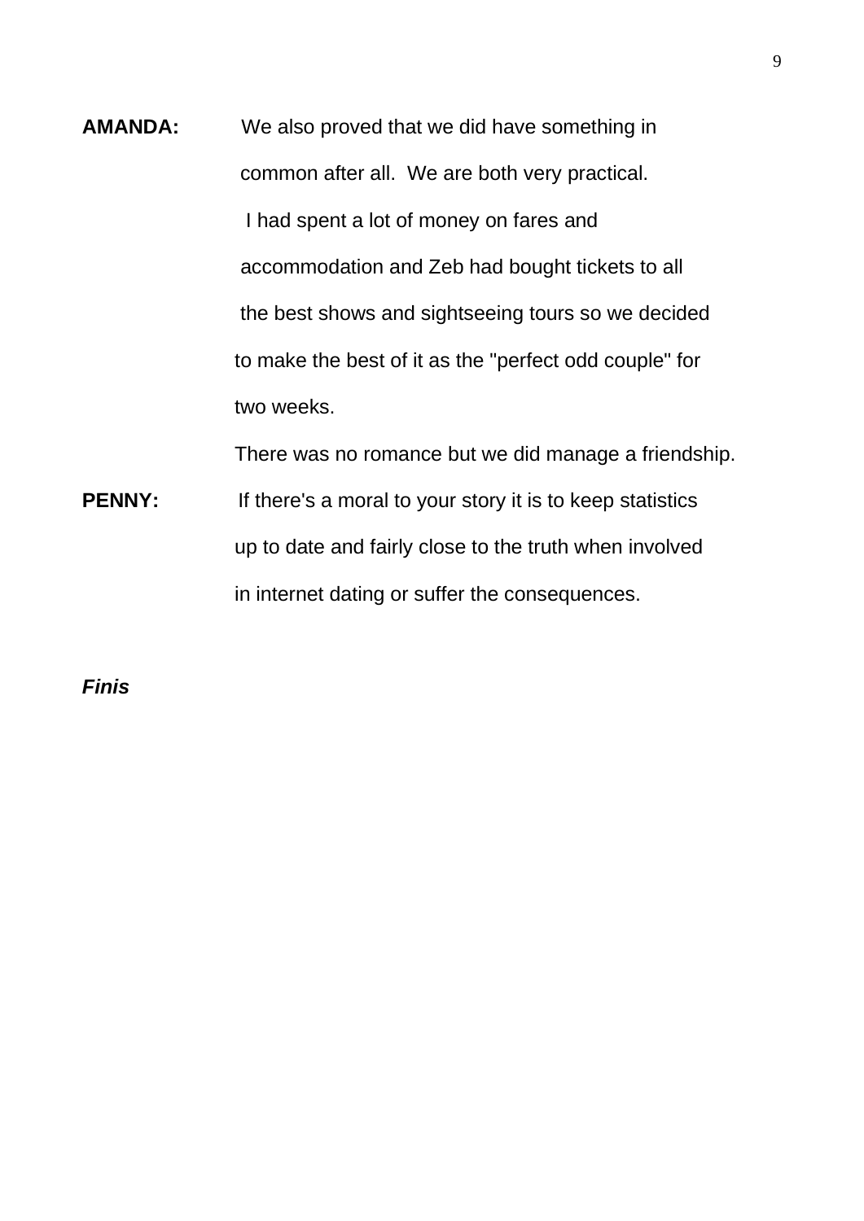**AMANDA:** We also proved that we did have something in common after all. We are both very practical. I had spent a lot of money on fares and accommodation and Zeb had bought tickets to all the best shows and sightseeing tours so we decided to make the best of it as the "perfect odd couple" for two weeks.

There was no romance but we did manage a friendship.

**PENNY:** If there's a moral to your story it is to keep statistics up to date and fairly close to the truth when involved in internet dating or suffer the consequences.

***Finis***